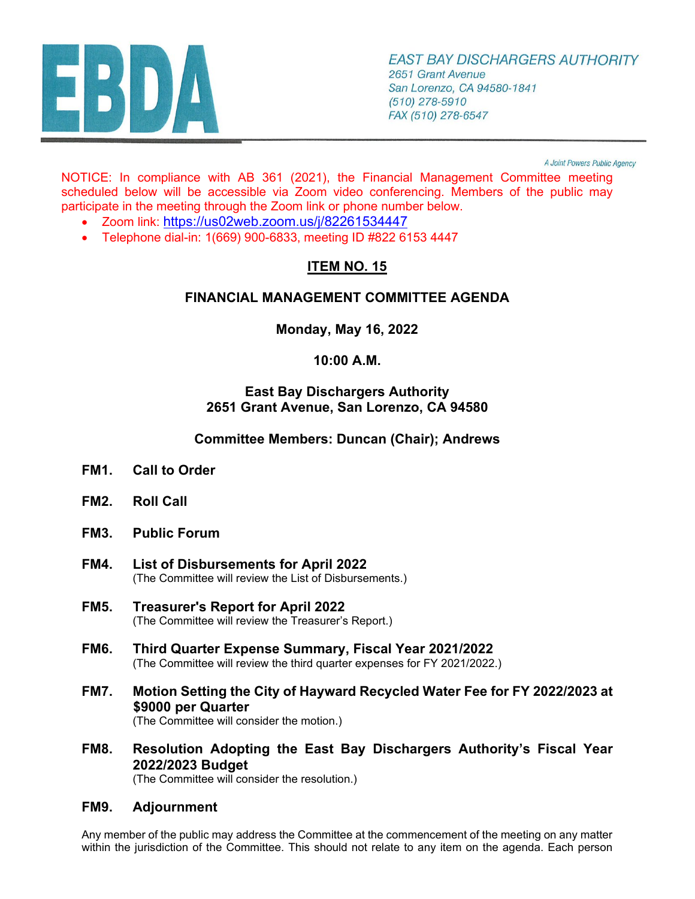EBDA

EAST BAY DISCHARGERS AUTHORITY
2651 Grant Avenue
San Lorenzo, CA 94580-1841
(510) 278-5910
FAX (510) 278-6547

A Joint Powers Public Agency

NOTICE: In compliance with AB 361 (2021), the Financial Management Committee meeting scheduled below will be accessible via Zoom video conferencing. Members of the public may participate in the meeting through the Zoom link or phone number below.

- Zoom link: https://us02web.zoom.us/j/82261534447
- Telephone dial-in: 1(669) 900-6833, meeting ID #822 6153 4447

**ITEM NO. 15**

## FINANCIAL MANAGEMENT COMMITTEE AGENDA

**Monday, May 16, 2022**

**10:00 A.M.**

**East Bay Dischargers Authority**
**2651 Grant Avenue, San Lorenzo, CA 94580**

**Committee Members: Duncan (Chair); Andrews**

**FM1. Call to Order**

**FM2. Roll Call**

**FM3. Public Forum**

**FM4. List of Disbursements for April 2022**
(The Committee will review the List of Disbursements.)

**FM5. Treasurer's Report for April 2022**
(The Committee will review the Treasurer's Report.)

**FM6. Third Quarter Expense Summary, Fiscal Year 2021/2022**
(The Committee will review the third quarter expenses for FY 2021/2022.)

**FM7. Motion Setting the City of Hayward Recycled Water Fee for FY 2022/2023 at $9000 per Quarter**
(The Committee will consider the motion.)

**FM8. Resolution Adopting the East Bay Dischargers Authority's Fiscal Year 2022/2023 Budget**
(The Committee will consider the resolution.)

**FM9. Adjournment**

Any member of the public may address the Committee at the commencement of the meeting on any matter within the jurisdiction of the Committee. This should not relate to any item on the agenda. Each person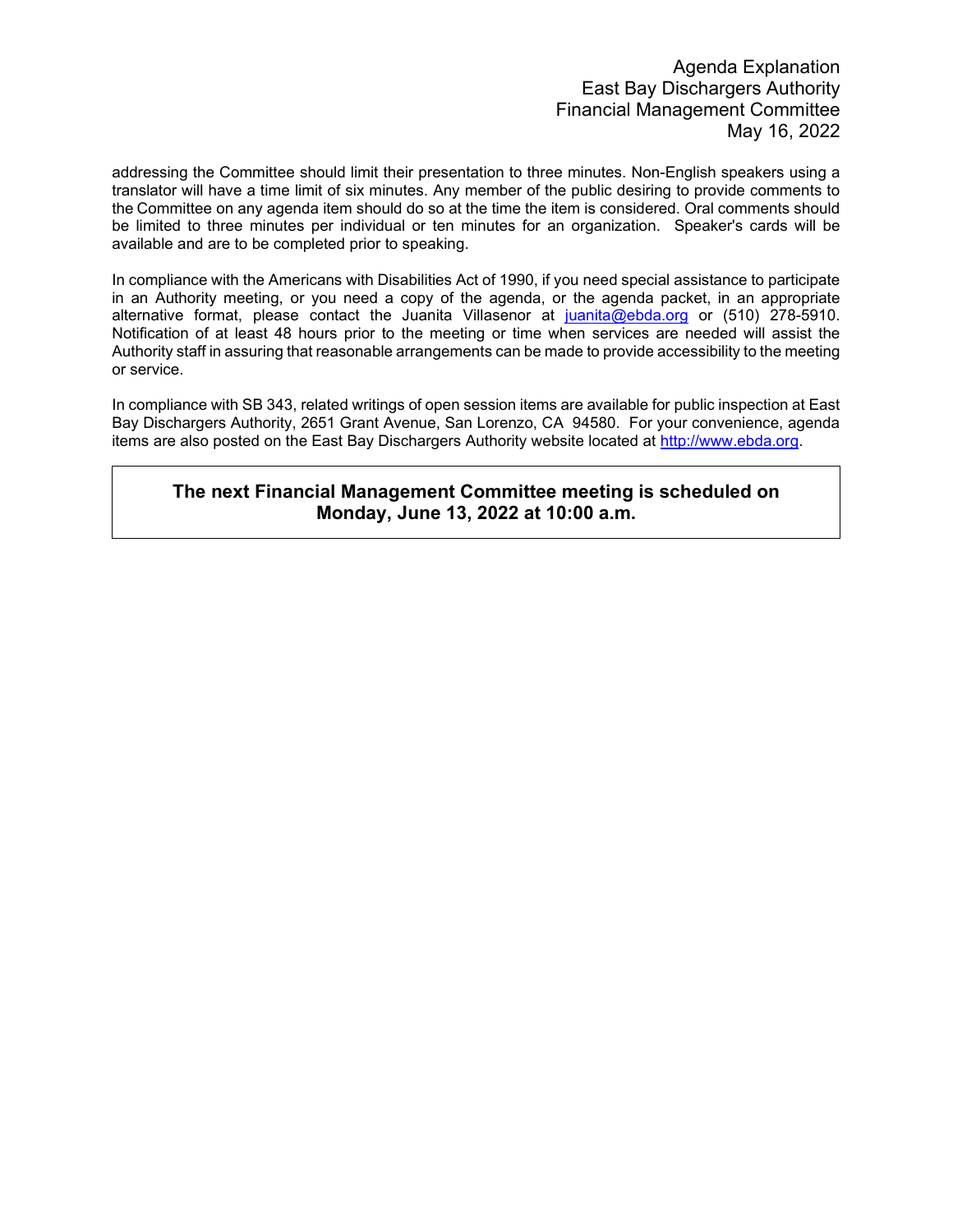addressing the Committee should limit their presentation to three minutes. Non-English speakers using a translator will have a time limit of six minutes. Any member of the public desiring to provide comments to the Committee on any agenda item should do so at the time the item is considered. Oral comments should be limited to three minutes per individual or ten minutes for an organization. Speaker's cards will be available and are to be completed prior to speaking.

In compliance with the Americans with Disabilities Act of 1990, if you need special assistance to participate in an Authority meeting, or you need a copy of the agenda, or the agenda packet, in an appropriate alternative format, please contact the Juanita Villasenor at juanita@ebda.org or (510) 278-5910. Notification of at least 48 hours prior to the meeting or time when services are needed will assist the Authority staff in assuring that reasonable arrangements can be made to provide accessibility to the meeting or service.

In compliance with SB 343, related writings of open session items are available for public inspection at East Bay Dischargers Authority, 2651 Grant Avenue, San Lorenzo, CA 94580. For your convenience, agenda items are also posted on the East Bay Dischargers Authority website located at http://www.ebda.org.

**The next Financial Management Committee meeting is scheduled on Monday, June 13, 2022 at 10:00 a.m.**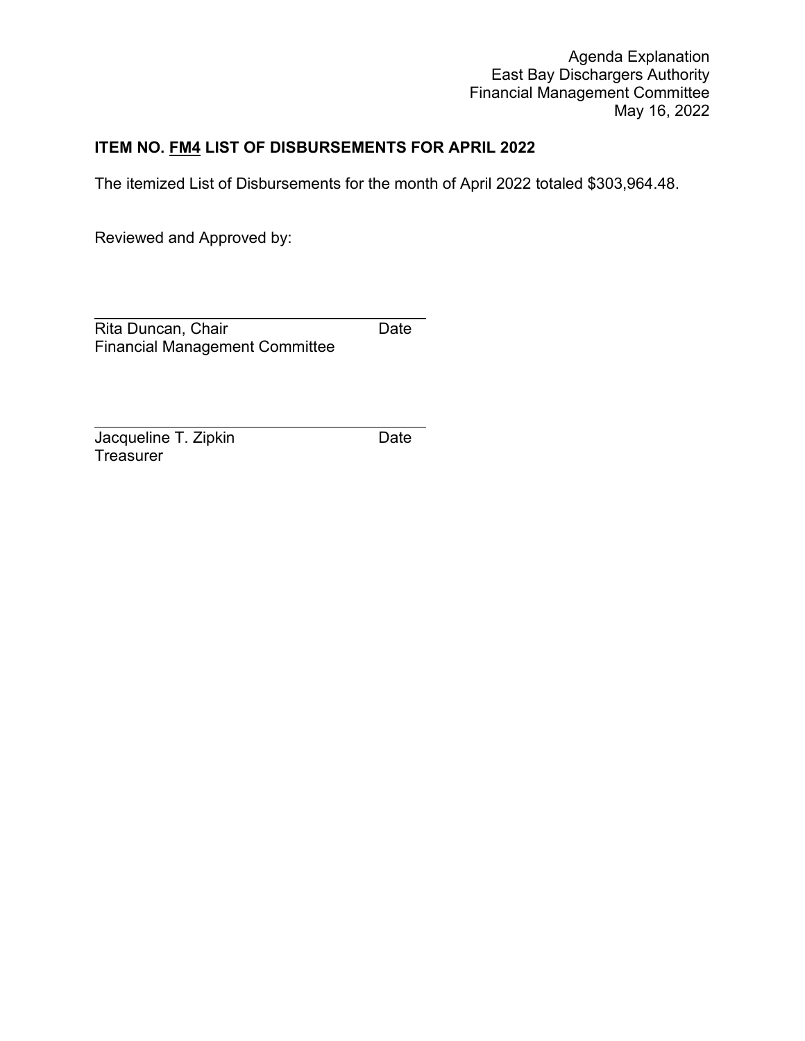Agenda Explanation
East Bay Dischargers Authority
Financial Management Committee
May 16, 2022

**ITEM NO. <u>FM4</u> LIST OF DISBURSEMENTS FOR APRIL 2022**

The itemized List of Disbursements for the month of April 2022 totaled $303,964.48.

Reviewed and Approved by:

\_\_\_\_\_\_\_\_\_\_\_\_\_\_\_\_\_\_\_\_\_\_\_\_\_\_\_\_\_\_\_\_\_\_\_\_\_\_

Rita Duncan, Chair　　　　　　　　Date
Financial Management Committee

\_\_\_\_\_\_\_\_\_\_\_\_\_\_\_\_\_\_\_\_\_\_\_\_\_\_\_\_\_\_\_\_\_\_\_\_\_\_

Jacqueline T. Zipkin　　　　　　　　Date
Treasurer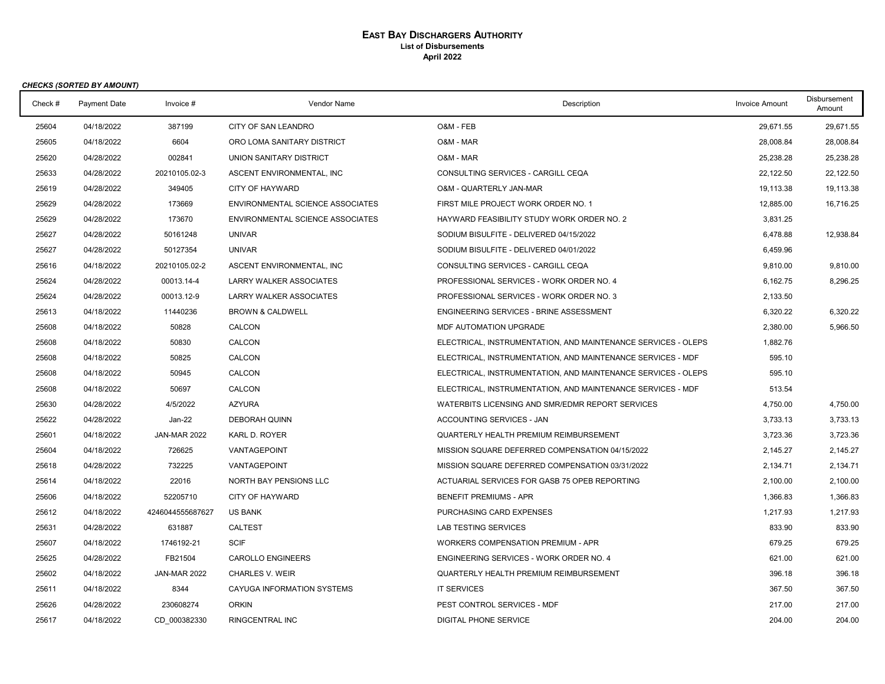# EAST BAY DISCHARGERS AUTHORITY
**List of Disbursements**
**April 2022**

***CHECKS (SORTED BY AMOUNT)***

| Check # | Payment Date | Invoice # | Vendor Name | Description | Invoice Amount | Disbursement Amount |
|---|---|---|---|---|---|---|
| 25604 | 04/18/2022 | 387199 | CITY OF SAN LEANDRO | O&M - FEB | 29,671.55 | 29,671.55 |
| 25605 | 04/18/2022 | 6604 | ORO LOMA SANITARY DISTRICT | O&M - MAR | 28,008.84 | 28,008.84 |
| 25620 | 04/28/2022 | 002841 | UNION SANITARY DISTRICT | O&M - MAR | 25,238.28 | 25,238.28 |
| 25633 | 04/28/2022 | 20210105.02-3 | ASCENT ENVIRONMENTAL, INC | CONSULTING SERVICES - CARGILL CEQA | 22,122.50 | 22,122.50 |
| 25619 | 04/28/2022 | 349405 | CITY OF HAYWARD | O&M - QUARTERLY JAN-MAR | 19,113.38 | 19,113.38 |
| 25629 | 04/28/2022 | 173669 | ENVIRONMENTAL SCIENCE ASSOCIATES | FIRST MILE PROJECT WORK ORDER NO. 1 | 12,885.00 | 16,716.25 |
| 25629 | 04/28/2022 | 173670 | ENVIRONMENTAL SCIENCE ASSOCIATES | HAYWARD FEASIBILITY STUDY WORK ORDER NO. 2 | 3,831.25 | |
| 25627 | 04/28/2022 | 50161248 | UNIVAR | SODIUM BISULFITE - DELIVERED 04/15/2022 | 6,478.88 | 12,938.84 |
| 25627 | 04/28/2022 | 50127354 | UNIVAR | SODIUM BISULFITE - DELIVERED 04/01/2022 | 6,459.96 | |
| 25616 | 04/18/2022 | 20210105.02-2 | ASCENT ENVIRONMENTAL, INC | CONSULTING SERVICES - CARGILL CEQA | 9,810.00 | 9,810.00 |
| 25624 | 04/28/2022 | 00013.14-4 | LARRY WALKER ASSOCIATES | PROFESSIONAL SERVICES - WORK ORDER NO. 4 | 6,162.75 | 8,296.25 |
| 25624 | 04/28/2022 | 00013.12-9 | LARRY WALKER ASSOCIATES | PROFESSIONAL SERVICES - WORK ORDER NO. 3 | 2,133.50 | |
| 25613 | 04/18/2022 | 11440236 | BROWN & CALDWELL | ENGINEERING SERVICES - BRINE ASSESSMENT | 6,320.22 | 6,320.22 |
| 25608 | 04/18/2022 | 50828 | CALCON | MDF AUTOMATION UPGRADE | 2,380.00 | 5,966.50 |
| 25608 | 04/18/2022 | 50830 | CALCON | ELECTRICAL, INSTRUMENTATION, AND MAINTENANCE SERVICES - OLEPS | 1,882.76 | |
| 25608 | 04/18/2022 | 50825 | CALCON | ELECTRICAL, INSTRUMENTATION, AND MAINTENANCE SERVICES - MDF | 595.10 | |
| 25608 | 04/18/2022 | 50945 | CALCON | ELECTRICAL, INSTRUMENTATION, AND MAINTENANCE SERVICES - OLEPS | 595.10 | |
| 25608 | 04/18/2022 | 50697 | CALCON | ELECTRICAL, INSTRUMENTATION, AND MAINTENANCE SERVICES - MDF | 513.54 | |
| 25630 | 04/28/2022 | 4/5/2022 | AZYURA | WATERBITS LICENSING AND SMR/EDMR REPORT SERVICES | 4,750.00 | 4,750.00 |
| 25622 | 04/28/2022 | Jan-22 | DEBORAH QUINN | ACCOUNTING SERVICES - JAN | 3,733.13 | 3,733.13 |
| 25601 | 04/18/2022 | JAN-MAR 2022 | KARL D. ROYER | QUARTERLY HEALTH PREMIUM REIMBURSEMENT | 3,723.36 | 3,723.36 |
| 25604 | 04/18/2022 | 726625 | VANTAGEPOINT | MISSION SQUARE DEFERRED COMPENSATION 04/15/2022 | 2,145.27 | 2,145.27 |
| 25618 | 04/28/2022 | 732225 | VANTAGEPOINT | MISSION SQUARE DEFERRED COMPENSATION 03/31/2022 | 2,134.71 | 2,134.71 |
| 25614 | 04/18/2022 | 22016 | NORTH BAY PENSIONS LLC | ACTUARIAL SERVICES FOR GASB 75 OPEB REPORTING | 2,100.00 | 2,100.00 |
| 25606 | 04/18/2022 | 52205710 | CITY OF HAYWARD | BENEFIT PREMIUMS - APR | 1,366.83 | 1,366.83 |
| 25612 | 04/18/2022 | 4246044555687627 | US BANK | PURCHASING CARD EXPENSES | 1,217.93 | 1,217.93 |
| 25631 | 04/28/2022 | 631887 | CALTEST | LAB TESTING SERVICES | 833.90 | 833.90 |
| 25607 | 04/18/2022 | 1746192-21 | SCIF | WORKERS COMPENSATION PREMIUM - APR | 679.25 | 679.25 |
| 25625 | 04/28/2022 | FB21504 | CAROLLO ENGINEERS | ENGINEERING SERVICES - WORK ORDER NO. 4 | 621.00 | 621.00 |
| 25602 | 04/18/2022 | JAN-MAR 2022 | CHARLES V. WEIR | QUARTERLY HEALTH PREMIUM REIMBURSEMENT | 396.18 | 396.18 |
| 25611 | 04/18/2022 | 8344 | CAYUGA INFORMATION SYSTEMS | IT SERVICES | 367.50 | 367.50 |
| 25626 | 04/28/2022 | 230608274 | ORKIN | PEST CONTROL SERVICES - MDF | 217.00 | 217.00 |
| 25617 | 04/18/2022 | CD_000382330 | RINGCENTRAL INC | DIGITAL PHONE SERVICE | 204.00 | 204.00 |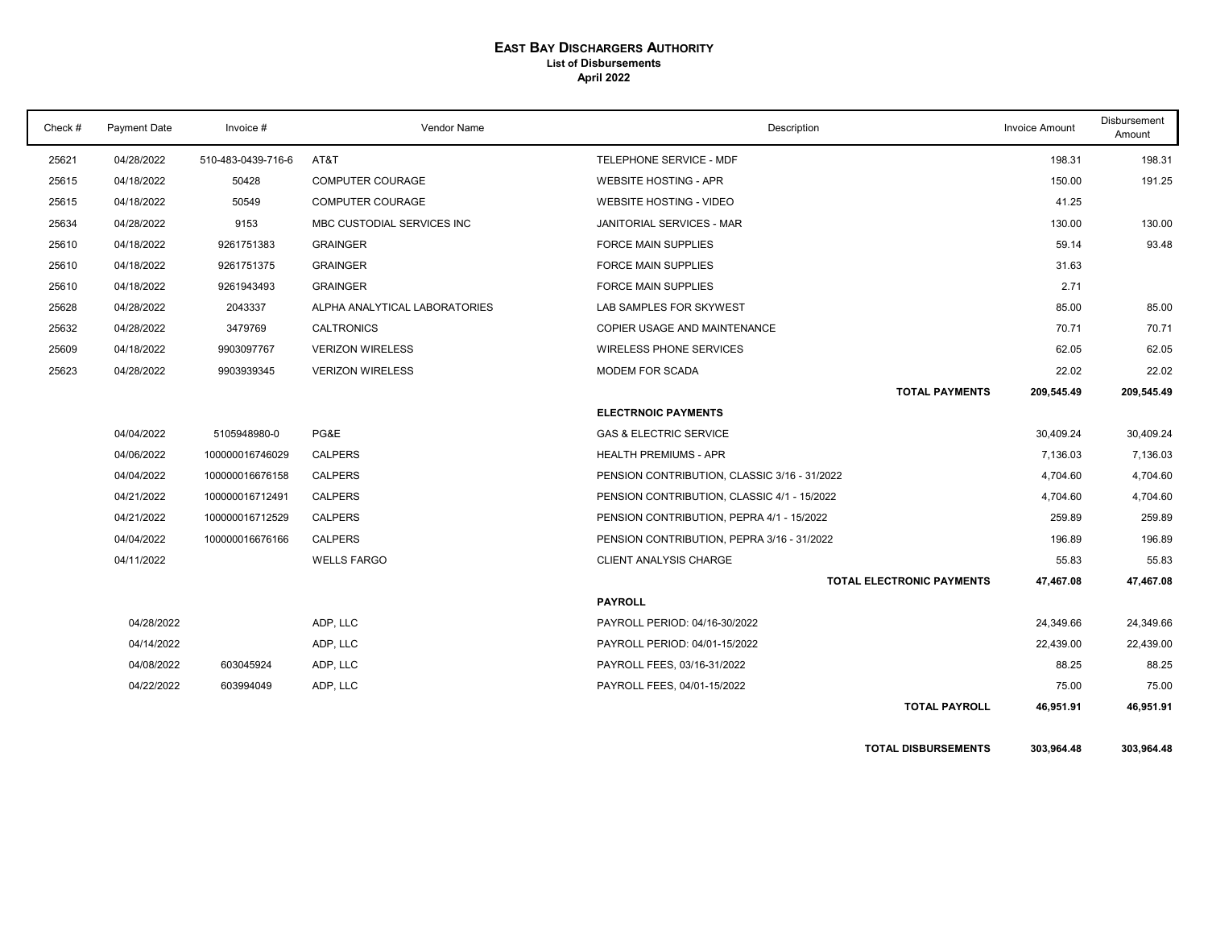**EAST BAY DISCHARGERS AUTHORITY**
**List of Disbursements**
**April 2022**

| Check # | Payment Date | Invoice # | Vendor Name | Description | Invoice Amount | Disbursement Amount |
|---|---|---|---|---|---|---|
| 25621 | 04/28/2022 | 510-483-0439-716-6 | AT&T | TELEPHONE SERVICE - MDF | 198.31 | 198.31 |
| 25615 | 04/18/2022 | 50428 | COMPUTER COURAGE | WEBSITE HOSTING - APR | 150.00 | 191.25 |
| 25615 | 04/18/2022 | 50549 | COMPUTER COURAGE | WEBSITE HOSTING - VIDEO | 41.25 | |
| 25634 | 04/28/2022 | 9153 | MBC CUSTODIAL SERVICES INC | JANITORIAL SERVICES - MAR | 130.00 | 130.00 |
| 25610 | 04/18/2022 | 9261751383 | GRAINGER | FORCE MAIN SUPPLIES | 59.14 | 93.48 |
| 25610 | 04/18/2022 | 9261751375 | GRAINGER | FORCE MAIN SUPPLIES | 31.63 | |
| 25610 | 04/18/2022 | 9261943493 | GRAINGER | FORCE MAIN SUPPLIES | 2.71 | |
| 25628 | 04/28/2022 | 2043337 | ALPHA ANALYTICAL LABORATORIES | LAB SAMPLES FOR SKYWEST | 85.00 | 85.00 |
| 25632 | 04/28/2022 | 3479769 | CALTRONICS | COPIER USAGE AND MAINTENANCE | 70.71 | 70.71 |
| 25609 | 04/18/2022 | 9903097767 | VERIZON WIRELESS | WIRELESS PHONE SERVICES | 62.05 | 62.05 |
| 25623 | 04/28/2022 | 9903939345 | VERIZON WIRELESS | MODEM FOR SCADA | 22.02 | 22.02 |
| | | | | **TOTAL PAYMENTS** | **209,545.49** | **209,545.49** |
| | | | | **ELECTRNOIC PAYMENTS** | | |
| | 04/04/2022 | 5105948980-0 | PG&E | GAS & ELECTRIC SERVICE | 30,409.24 | 30,409.24 |
| | 04/06/2022 | 100000016746029 | CALPERS | HEALTH PREMIUMS - APR | 7,136.03 | 7,136.03 |
| | 04/04/2022 | 100000016676158 | CALPERS | PENSION CONTRIBUTION, CLASSIC 3/16 - 31/2022 | 4,704.60 | 4,704.60 |
| | 04/21/2022 | 100000016712491 | CALPERS | PENSION CONTRIBUTION, CLASSIC 4/1 - 15/2022 | 4,704.60 | 4,704.60 |
| | 04/21/2022 | 100000016712529 | CALPERS | PENSION CONTRIBUTION, PEPRA 4/1 - 15/2022 | 259.89 | 259.89 |
| | 04/04/2022 | 100000016676166 | CALPERS | PENSION CONTRIBUTION, PEPRA 3/16 - 31/2022 | 196.89 | 196.89 |
| | 04/11/2022 | | WELLS FARGO | CLIENT ANALYSIS CHARGE | 55.83 | 55.83 |
| | | | | **TOTAL ELECTRONIC PAYMENTS** | **47,467.08** | **47,467.08** |
| | | | | **PAYROLL** | | |
| | 04/28/2022 | | ADP, LLC | PAYROLL PERIOD: 04/16-30/2022 | 24,349.66 | 24,349.66 |
| | 04/14/2022 | | ADP, LLC | PAYROLL PERIOD: 04/01-15/2022 | 22,439.00 | 22,439.00 |
| | 04/08/2022 | 603045924 | ADP, LLC | PAYROLL FEES, 03/16-31/2022 | 88.25 | 88.25 |
| | 04/22/2022 | 603994049 | ADP, LLC | PAYROLL FEES, 04/01-15/2022 | 75.00 | 75.00 |
| | | | | **TOTAL PAYROLL** | **46,951.91** | **46,951.91** |
| | | | | **TOTAL DISBURSEMENTS** | **303,964.48** | **303,964.48** |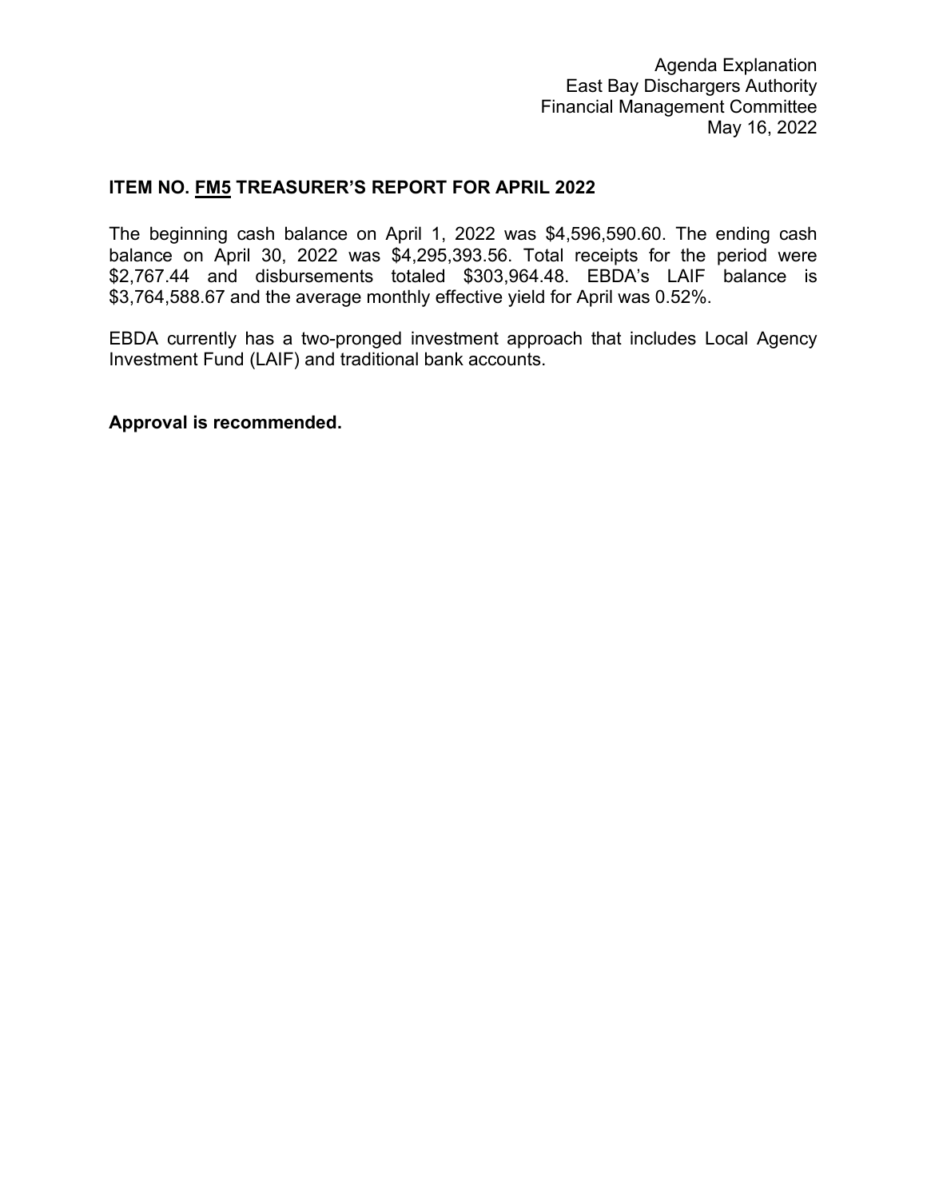Agenda Explanation
East Bay Dischargers Authority
Financial Management Committee
May 16, 2022

## ITEM NO. FM5 TREASURER'S REPORT FOR APRIL 2022

The beginning cash balance on April 1, 2022 was $4,596,590.60. The ending cash balance on April 30, 2022 was $4,295,393.56. Total receipts for the period were $2,767.44 and disbursements totaled $303,964.48. EBDA's LAIF balance is $3,764,588.67 and the average monthly effective yield for April was 0.52%.

EBDA currently has a two-pronged investment approach that includes Local Agency Investment Fund (LAIF) and traditional bank accounts.

**Approval is recommended.**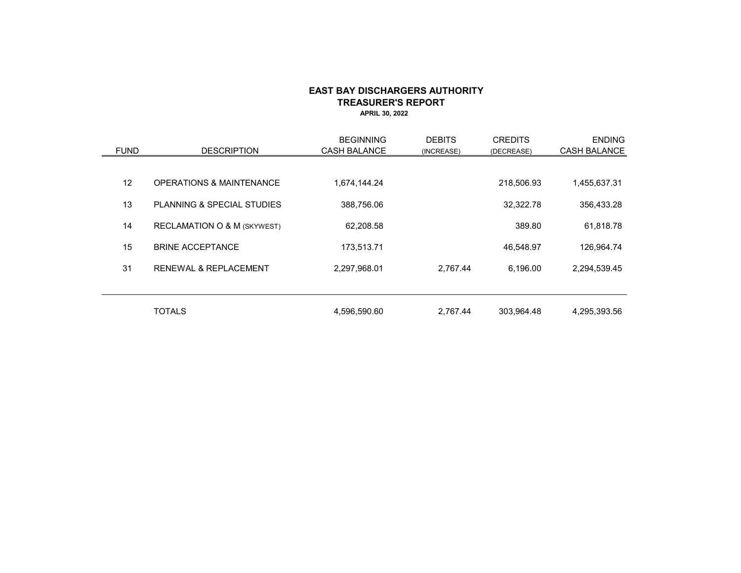**EAST BAY DISCHARGERS AUTHORITY**
**TREASURER'S REPORT**
**APRIL 30, 2022**

| FUND | DESCRIPTION | BEGINNING CASH BALANCE | DEBITS (INCREASE) | CREDITS (DECREASE) | ENDING CASH BALANCE |
|---|---|---|---|---|---|
| 12 | OPERATIONS & MAINTENANCE | 1,674,144.24 | | 218,506.93 | 1,455,637.31 |
| 13 | PLANNING & SPECIAL STUDIES | 388,756.06 | | 32,322.78 | 356,433.28 |
| 14 | RECLAMATION O & M (SKYWEST) | 62,208.58 | | 389.80 | 61,818.78 |
| 15 | BRINE ACCEPTANCE | 173,513.71 | | 46,548.97 | 126,964.74 |
| 31 | RENEWAL & REPLACEMENT | 2,297,968.01 | 2,767.44 | 6,196.00 | 2,294,539.45 |
| | TOTALS | 4,596,590.60 | 2,767.44 | 303,964.48 | 4,295,393.56 |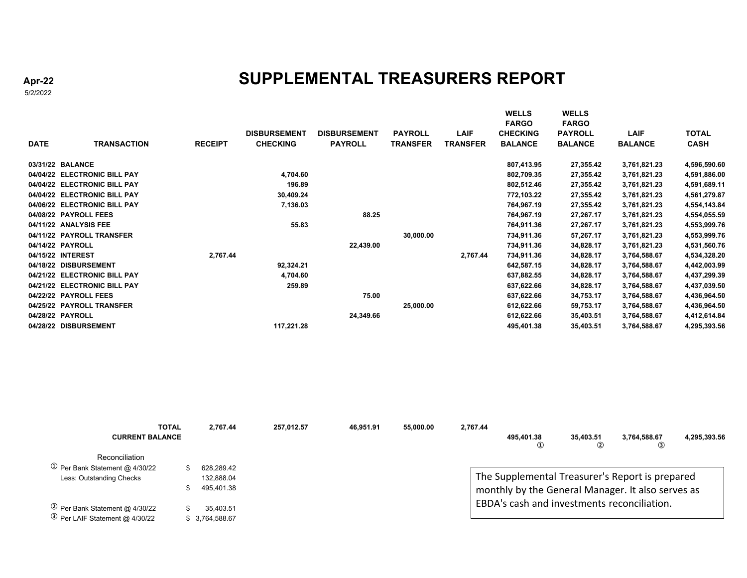**Apr-22**
5/2/2022

# SUPPLEMENTAL TREASURERS REPORT

| DATE | TRANSACTION | RECEIPT | DISBURSEMENT CHECKING | DISBURSEMENT PAYROLL | PAYROLL TRANSFER | LAIF TRANSFER | WELLS FARGO CHECKING BALANCE | WELLS FARGO PAYROLL BALANCE | LAIF BALANCE | TOTAL CASH |
|---|---|---|---|---|---|---|---|---|---|---|
| 03/31/22 | BALANCE | | | | | | 807,413.95 | 27,355.42 | 3,761,821.23 | 4,596,590.60 |
| 04/04/22 | ELECTRONIC BILL PAY | | 4,704.60 | | | | 802,709.35 | 27,355.42 | 3,761,821.23 | 4,591,886.00 |
| 04/04/22 | ELECTRONIC BILL PAY | | 196.89 | | | | 802,512.46 | 27,355.42 | 3,761,821.23 | 4,591,689.11 |
| 04/04/22 | ELECTRONIC BILL PAY | | 30,409.24 | | | | 772,103.22 | 27,355.42 | 3,761,821.23 | 4,561,279.87 |
| 04/06/22 | ELECTRONIC BILL PAY | | 7,136.03 | | | | 764,967.19 | 27,355.42 | 3,761,821.23 | 4,554,143.84 |
| 04/08/22 | PAYROLL FEES | | | 88.25 | | | 764,967.19 | 27,267.17 | 3,761,821.23 | 4,554,055.59 |
| 04/11/22 | ANALYSIS FEE | | 55.83 | | | | 764,911.36 | 27,267.17 | 3,761,821.23 | 4,553,999.76 |
| 04/11/22 | PAYROLL TRANSFER | | | | 30,000.00 | | 734,911.36 | 57,267.17 | 3,761,821.23 | 4,553,999.76 |
| 04/14/22 | PAYROLL | | | 22,439.00 | | | 734,911.36 | 34,828.17 | 3,761,821.23 | 4,531,560.76 |
| 04/15/22 | INTEREST | 2,767.44 | | | | 2,767.44 | 734,911.36 | 34,828.17 | 3,764,588.67 | 4,534,328.20 |
| 04/18/22 | DISBURSEMENT | | 92,324.21 | | | | 642,587.15 | 34,828.17 | 3,764,588.67 | 4,442,003.99 |
| 04/21/22 | ELECTRONIC BILL PAY | | 4,704.60 | | | | 637,882.55 | 34,828.17 | 3,764,588.67 | 4,437,299.39 |
| 04/21/22 | ELECTRONIC BILL PAY | | 259.89 | | | | 637,622.66 | 34,828.17 | 3,764,588.67 | 4,437,039.50 |
| 04/22/22 | PAYROLL FEES | | | 75.00 | | | 637,622.66 | 34,753.17 | 3,764,588.67 | 4,436,964.50 |
| 04/25/22 | PAYROLL TRANSFER | | | | 25,000.00 | | 612,622.66 | 59,753.17 | 3,764,588.67 | 4,436,964.50 |
| 04/28/22 | PAYROLL | | | 24,349.66 | | | 612,622.66 | 35,403.51 | 3,764,588.67 | 4,412,614.84 |
| 04/28/22 | DISBURSEMENT | | 117,221.28 | | | | 495,401.38 | 35,403.51 | 3,764,588.67 | 4,295,393.56 |
| | **TOTAL** | 2,767.44 | 257,012.57 | 46,951.91 | 55,000.00 | 2,767.44 | | | | |
| | **CURRENT BALANCE** | | | | | | 495,401.38 ① | 35,403.51 ② | 3,764,588.67 ③ | 4,295,393.56 |

Reconciliation

| | |
|---|---|
| ① Per Bank Statement @ 4/30/22 | $ 628,289.42 |
| Less: Outstanding Checks | 132,888.04 |
| | $ 495,401.38 |
| ② Per Bank Statement @ 4/30/22 | $ 35,403.51 |
| ③ Per LAIF Statement @ 4/30/22 | $ 3,764,588.67 |

The Supplemental Treasurer's Report is prepared monthly by the General Manager. It also serves as EBDA's cash and investments reconciliation.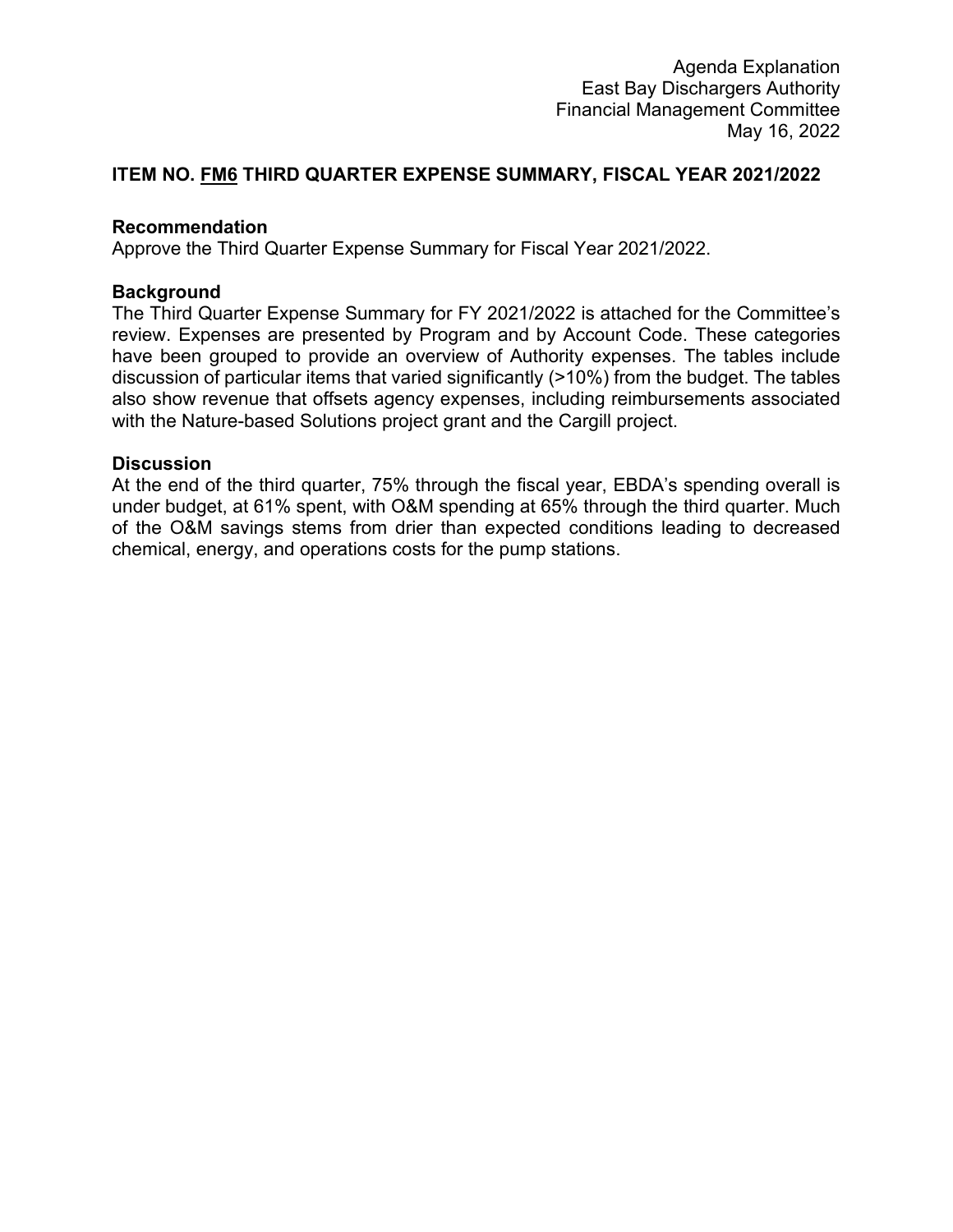Agenda Explanation
East Bay Dischargers Authority
Financial Management Committee
May 16, 2022

## ITEM NO. <u>FM6</u> THIRD QUARTER EXPENSE SUMMARY, FISCAL YEAR 2021/2022

**Recommendation**
Approve the Third Quarter Expense Summary for Fiscal Year 2021/2022.

**Background**
The Third Quarter Expense Summary for FY 2021/2022 is attached for the Committee's review. Expenses are presented by Program and by Account Code. These categories have been grouped to provide an overview of Authority expenses. The tables include discussion of particular items that varied significantly (>10%) from the budget. The tables also show revenue that offsets agency expenses, including reimbursements associated with the Nature-based Solutions project grant and the Cargill project.

**Discussion**
At the end of the third quarter, 75% through the fiscal year, EBDA's spending overall is under budget, at 61% spent, with O&M spending at 65% through the third quarter. Much of the O&M savings stems from drier than expected conditions leading to decreased chemical, energy, and operations costs for the pump stations.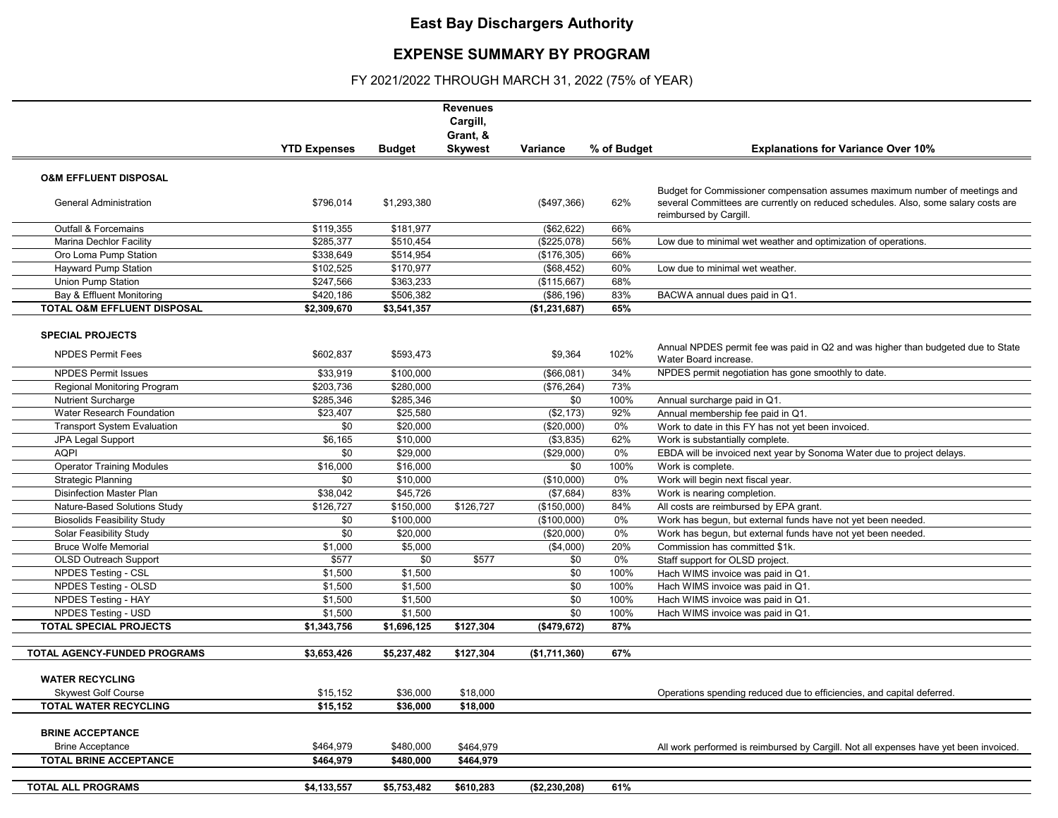# East Bay Dischargers Authority

## EXPENSE SUMMARY BY PROGRAM

FY 2021/2022 THROUGH MARCH 31, 2022 (75% of YEAR)

| | YTD Expenses | Budget | Revenues Cargill, Grant, & Skywest | Variance | % of Budget | Explanations for Variance Over 10% |
|---|---|---|---|---|---|---|
| **O&M EFFLUENT DISPOSAL** | | | | | | |
| General Administration | $796,014 | $1,293,380 | | ($497,366) | 62% | Budget for Commissioner compensation assumes maximum number of meetings and several Committees are currently on reduced schedules. Also, some salary costs are reimbursed by Cargill. |
| Outfall & Forcemains | $119,355 | $181,977 | | ($62,622) | 66% | |
| Marina Dechlor Facility | $285,377 | $510,454 | | ($225,078) | 56% | Low due to minimal wet weather and optimization of operations. |
| Oro Loma Pump Station | $338,649 | $514,954 | | ($176,305) | 66% | |
| Hayward Pump Station | $102,525 | $170,977 | | ($68,452) | 60% | Low due to minimal wet weather. |
| Union Pump Station | $247,566 | $363,233 | | ($115,667) | 68% | |
| Bay & Effluent Monitoring | $420,186 | $506,382 | | ($86,196) | 83% | BACWA annual dues paid in Q1. |
| **TOTAL O&M EFFLUENT DISPOSAL** | **$2,309,670** | **$3,541,357** | | **($1,231,687)** | **65%** | |
| **SPECIAL PROJECTS** | | | | | | |
| NPDES Permit Fees | $602,837 | $593,473 | | $9,364 | 102% | Annual NPDES permit fee was paid in Q2 and was higher than budgeted due to State Water Board increase. |
| NPDES Permit Issues | $33,919 | $100,000 | | ($66,081) | 34% | NPDES permit negotiation has gone smoothly to date. |
| Regional Monitoring Program | $203,736 | $280,000 | | ($76,264) | 73% | |
| Nutrient Surcharge | $285,346 | $285,346 | | $0 | 100% | Annual surcharge paid in Q1. |
| Water Research Foundation | $23,407 | $25,580 | | ($2,173) | 92% | Annual membership fee paid in Q1. |
| Transport System Evaluation | $0 | $20,000 | | ($20,000) | 0% | Work to date in this FY has not yet been invoiced. |
| JPA Legal Support | $6,165 | $10,000 | | ($3,835) | 62% | Work is substantially complete. |
| AQPI | $0 | $29,000 | | ($29,000) | 0% | EBDA will be invoiced next year by Sonoma Water due to project delays. |
| Operator Training Modules | $16,000 | $16,000 | | $0 | 100% | Work is complete. |
| Strategic Planning | $0 | $10,000 | | ($10,000) | 0% | Work will begin next fiscal year. |
| Disinfection Master Plan | $38,042 | $45,726 | | ($7,684) | 83% | Work is nearing completion. |
| Nature-Based Solutions Study | $126,727 | $150,000 | $126,727 | ($150,000) | 84% | All costs are reimbursed by EPA grant. |
| Biosolids Feasibility Study | $0 | $100,000 | | ($100,000) | 0% | Work has begun, but external funds have not yet been needed. |
| Solar Feasibility Study | $0 | $20,000 | | ($20,000) | 0% | Work has begun, but external funds have not yet been needed. |
| Bruce Wolfe Memorial | $1,000 | $5,000 | | ($4,000) | 20% | Commission has committed $1k. |
| OLSD Outreach Support | $577 | $0 | $577 | $0 | 0% | Staff support for OLSD project. |
| NPDES Testing - CSL | $1,500 | $1,500 | | $0 | 100% | Hach WIMS invoice was paid in Q1. |
| NPDES Testing - OLSD | $1,500 | $1,500 | | $0 | 100% | Hach WIMS invoice was paid in Q1. |
| NPDES Testing - HAY | $1,500 | $1,500 | | $0 | 100% | Hach WIMS invoice was paid in Q1. |
| NPDES Testing - USD | $1,500 | $1,500 | | $0 | 100% | Hach WIMS invoice was paid in Q1. |
| **TOTAL SPECIAL PROJECTS** | **$1,343,756** | **$1,696,125** | **$127,304** | **($479,672)** | **87%** | |
| **TOTAL AGENCY-FUNDED PROGRAMS** | **$3,653,426** | **$5,237,482** | **$127,304** | **($1,711,360)** | **67%** | |
| **WATER RECYCLING** | | | | | | |
| Skywest Golf Course | $15,152 | $36,000 | $18,000 | | | Operations spending reduced due to efficiencies, and capital deferred. |
| **TOTAL WATER RECYCLING** | **$15,152** | **$36,000** | **$18,000** | | | |
| **BRINE ACCEPTANCE** | | | | | | |
| Brine Acceptance | $464,979 | $480,000 | $464,979 | | | All work performed is reimbursed by Cargill. Not all expenses have yet been invoiced. |
| **TOTAL BRINE ACCEPTANCE** | **$464,979** | **$480,000** | **$464,979** | | | |
| **TOTAL ALL PROGRAMS** | **$4,133,557** | **$5,753,482** | **$610,283** | **($2,230,208)** | **61%** | |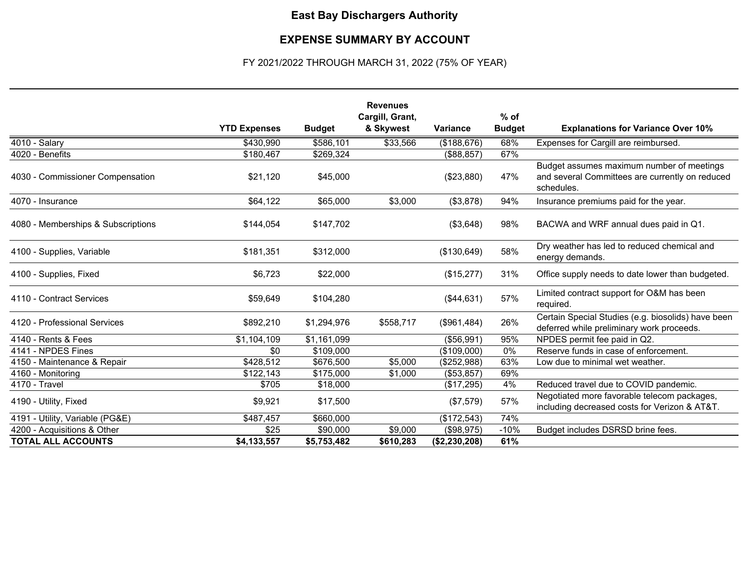# East Bay Dischargers Authority

## EXPENSE SUMMARY BY ACCOUNT

FY 2021/2022 THROUGH MARCH 31, 2022 (75% OF YEAR)

| | YTD Expenses | Budget | Revenues Cargill, Grant, & Skywest | Variance | % of Budget | Explanations for Variance Over 10% |
|---|---|---|---|---|---|---|
| 4010 - Salary | $430,990 | $586,101 | $33,566 | ($188,676) | 68% | Expenses for Cargill are reimbursed. |
| 4020 - Benefits | $180,467 | $269,324 | | ($88,857) | 67% | |
| 4030 - Commissioner Compensation | $21,120 | $45,000 | | ($23,880) | 47% | Budget assumes maximum number of meetings and several Committees are currently on reduced schedules. |
| 4070 - Insurance | $64,122 | $65,000 | $3,000 | ($3,878) | 94% | Insurance premiums paid for the year. |
| 4080 - Memberships & Subscriptions | $144,054 | $147,702 | | ($3,648) | 98% | BACWA and WRF annual dues paid in Q1. |
| 4100 - Supplies, Variable | $181,351 | $312,000 | | ($130,649) | 58% | Dry weather has led to reduced chemical and energy demands. |
| 4100 - Supplies, Fixed | $6,723 | $22,000 | | ($15,277) | 31% | Office supply needs to date lower than budgeted. |
| 4110 - Contract Services | $59,649 | $104,280 | | ($44,631) | 57% | Limited contract support for O&M has been required. |
| 4120 - Professional Services | $892,210 | $1,294,976 | $558,717 | ($961,484) | 26% | Certain Special Studies (e.g. biosolids) have been deferred while preliminary work proceeds. |
| 4140 - Rents & Fees | $1,104,109 | $1,161,099 | | ($56,991) | 95% | NPDES permit fee paid in Q2. |
| 4141 - NPDES Fines | $0 | $109,000 | | ($109,000) | 0% | Reserve funds in case of enforcement. |
| 4150 - Maintenance & Repair | $428,512 | $676,500 | $5,000 | ($252,988) | 63% | Low due to minimal wet weather. |
| 4160 - Monitoring | $122,143 | $175,000 | $1,000 | ($53,857) | 69% | |
| 4170 - Travel | $705 | $18,000 | | ($17,295) | 4% | Reduced travel due to COVID pandemic. |
| 4190 - Utility, Fixed | $9,921 | $17,500 | | ($7,579) | 57% | Negotiated more favorable telecom packages, including decreased costs for Verizon & AT&T. |
| 4191 - Utility, Variable (PG&E) | $487,457 | $660,000 | | ($172,543) | 74% | |
| 4200 - Acquisitions & Other | $25 | $90,000 | $9,000 | ($98,975) | -10% | Budget includes DSRSD brine fees. |
| **TOTAL ALL ACCOUNTS** | **$4,133,557** | **$5,753,482** | **$610,283** | **($2,230,208)** | **61%** | |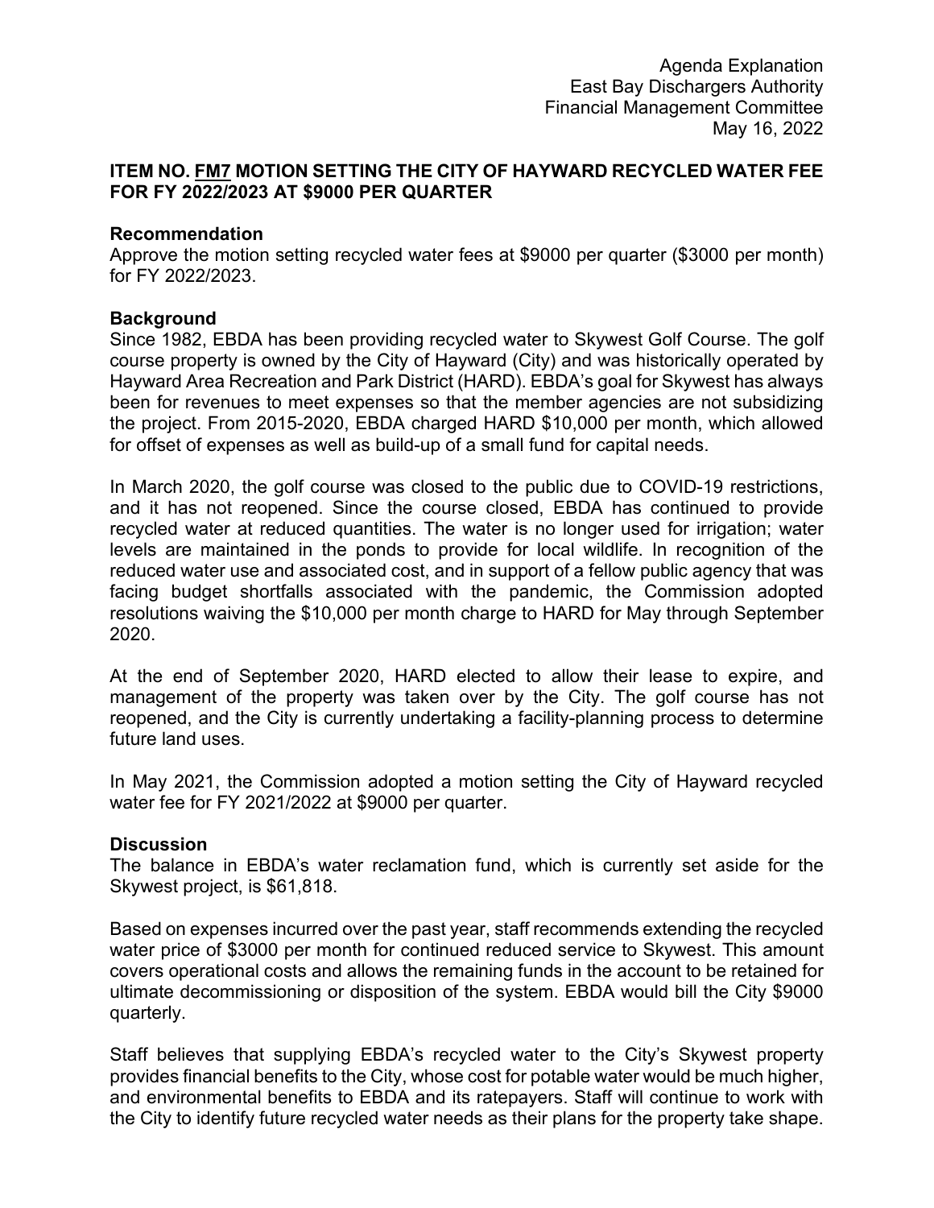Agenda Explanation
East Bay Dischargers Authority
Financial Management Committee
May 16, 2022

**ITEM NO. FM7 MOTION SETTING THE CITY OF HAYWARD RECYCLED WATER FEE FOR FY 2022/2023 AT $9000 PER QUARTER**

**Recommendation**

Approve the motion setting recycled water fees at $9000 per quarter ($3000 per month) for FY 2022/2023.

**Background**

Since 1982, EBDA has been providing recycled water to Skywest Golf Course. The golf course property is owned by the City of Hayward (City) and was historically operated by Hayward Area Recreation and Park District (HARD). EBDA's goal for Skywest has always been for revenues to meet expenses so that the member agencies are not subsidizing the project. From 2015-2020, EBDA charged HARD $10,000 per month, which allowed for offset of expenses as well as build-up of a small fund for capital needs.

In March 2020, the golf course was closed to the public due to COVID-19 restrictions, and it has not reopened. Since the course closed, EBDA has continued to provide recycled water at reduced quantities. The water is no longer used for irrigation; water levels are maintained in the ponds to provide for local wildlife. In recognition of the reduced water use and associated cost, and in support of a fellow public agency that was facing budget shortfalls associated with the pandemic, the Commission adopted resolutions waiving the $10,000 per month charge to HARD for May through September 2020.

At the end of September 2020, HARD elected to allow their lease to expire, and management of the property was taken over by the City. The golf course has not reopened, and the City is currently undertaking a facility-planning process to determine future land uses.

In May 2021, the Commission adopted a motion setting the City of Hayward recycled water fee for FY 2021/2022 at $9000 per quarter.

**Discussion**

The balance in EBDA's water reclamation fund, which is currently set aside for the Skywest project, is $61,818.

Based on expenses incurred over the past year, staff recommends extending the recycled water price of $3000 per month for continued reduced service to Skywest. This amount covers operational costs and allows the remaining funds in the account to be retained for ultimate decommissioning or disposition of the system. EBDA would bill the City $9000 quarterly.

Staff believes that supplying EBDA's recycled water to the City's Skywest property provides financial benefits to the City, whose cost for potable water would be much higher, and environmental benefits to EBDA and its ratepayers. Staff will continue to work with the City to identify future recycled water needs as their plans for the property take shape.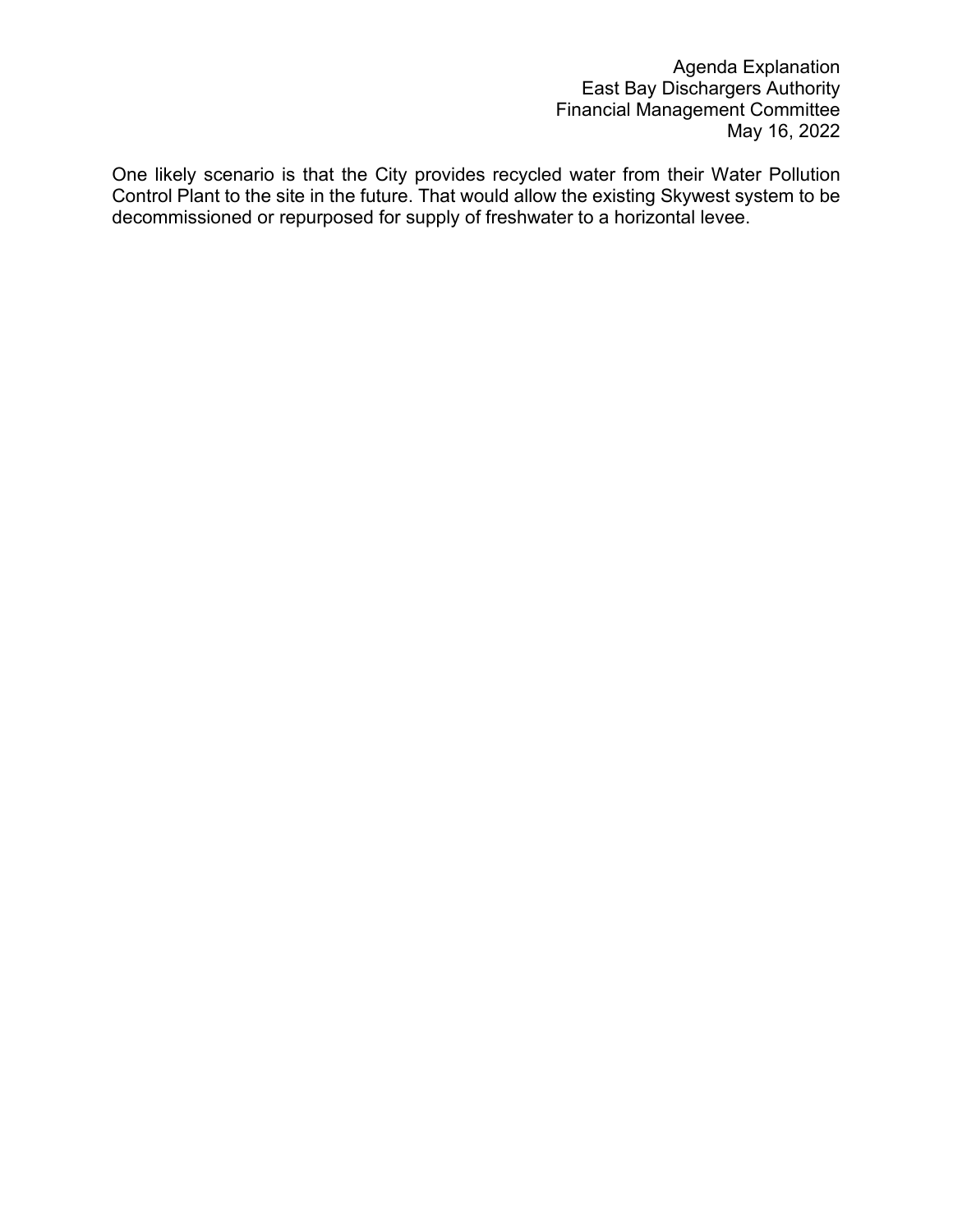One likely scenario is that the City provides recycled water from their Water Pollution Control Plant to the site in the future. That would allow the existing Skywest system to be decommissioned or repurposed for supply of freshwater to a horizontal levee.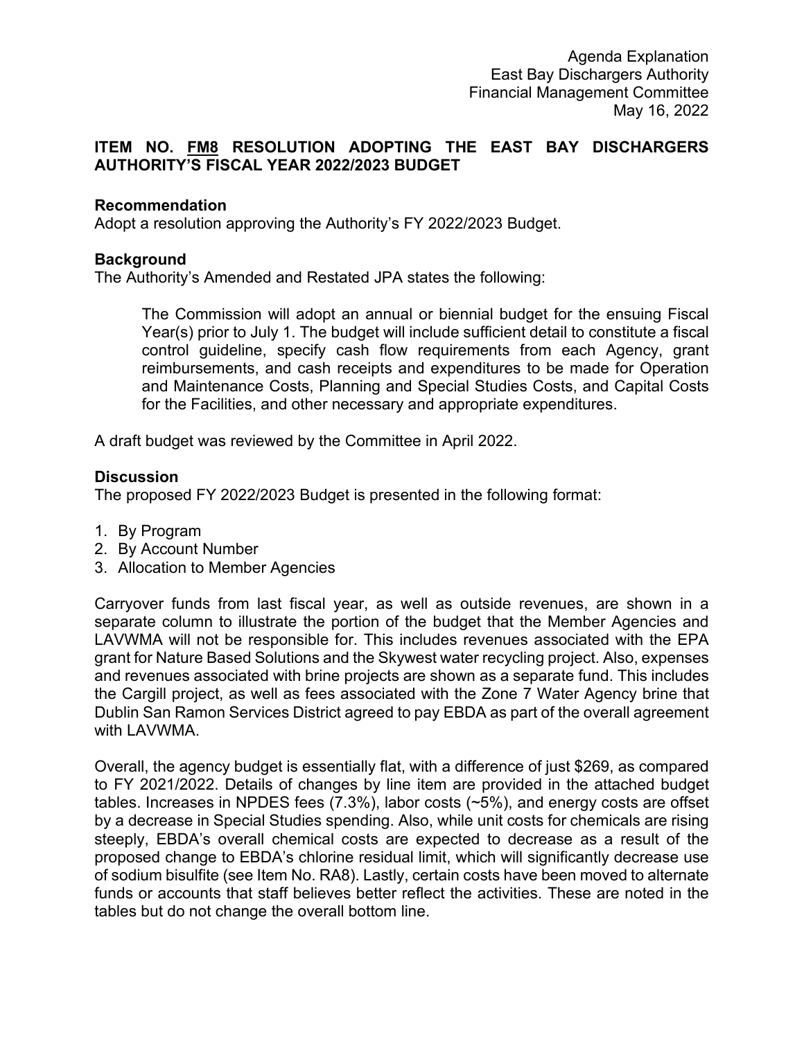Agenda Explanation
East Bay Dischargers Authority
Financial Management Committee
May 16, 2022

## ITEM NO. FM8 RESOLUTION ADOPTING THE EAST BAY DISCHARGERS AUTHORITY'S FISCAL YEAR 2022/2023 BUDGET

### Recommendation

Adopt a resolution approving the Authority's FY 2022/2023 Budget.

### Background

The Authority's Amended and Restated JPA states the following:

> The Commission will adopt an annual or biennial budget for the ensuing Fiscal Year(s) prior to July 1. The budget will include sufficient detail to constitute a fiscal control guideline, specify cash flow requirements from each Agency, grant reimbursements, and cash receipts and expenditures to be made for Operation and Maintenance Costs, Planning and Special Studies Costs, and Capital Costs for the Facilities, and other necessary and appropriate expenditures.

A draft budget was reviewed by the Committee in April 2022.

### Discussion

The proposed FY 2022/2023 Budget is presented in the following format:

1. By Program
2. By Account Number
3. Allocation to Member Agencies

Carryover funds from last fiscal year, as well as outside revenues, are shown in a separate column to illustrate the portion of the budget that the Member Agencies and LAVWMA will not be responsible for. This includes revenues associated with the EPA grant for Nature Based Solutions and the Skywest water recycling project. Also, expenses and revenues associated with brine projects are shown as a separate fund. This includes the Cargill project, as well as fees associated with the Zone 7 Water Agency brine that Dublin San Ramon Services District agreed to pay EBDA as part of the overall agreement with LAVWMA.

Overall, the agency budget is essentially flat, with a difference of just $269, as compared to FY 2021/2022. Details of changes by line item are provided in the attached budget tables. Increases in NPDES fees (7.3%), labor costs (~5%), and energy costs are offset by a decrease in Special Studies spending. Also, while unit costs for chemicals are rising steeply, EBDA's overall chemical costs are expected to decrease as a result of the proposed change to EBDA's chlorine residual limit, which will significantly decrease use of sodium bisulfite (see Item No. RA8). Lastly, certain costs have been moved to alternate funds or accounts that staff believes better reflect the activities. These are noted in the tables but do not change the overall bottom line.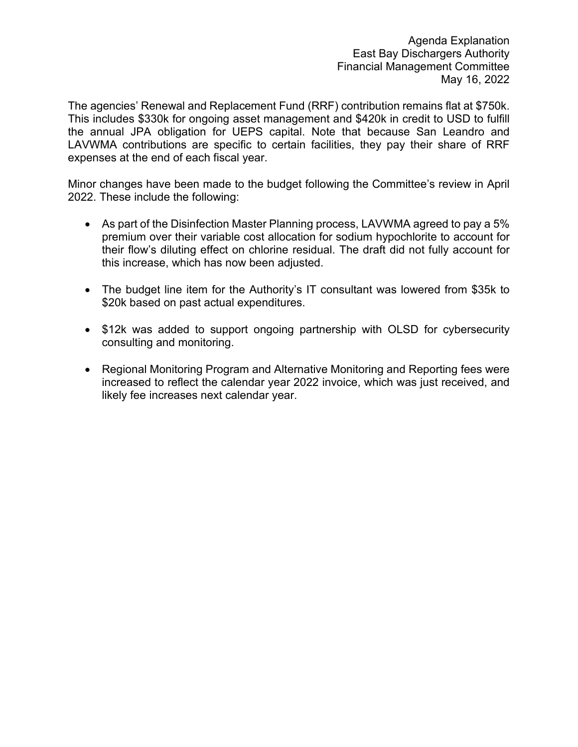The agencies' Renewal and Replacement Fund (RRF) contribution remains flat at $750k. This includes $330k for ongoing asset management and $420k in credit to USD to fulfill the annual JPA obligation for UEPS capital. Note that because San Leandro and LAVWMA contributions are specific to certain facilities, they pay their share of RRF expenses at the end of each fiscal year.

Minor changes have been made to the budget following the Committee's review in April 2022. These include the following:

- As part of the Disinfection Master Planning process, LAVWMA agreed to pay a 5% premium over their variable cost allocation for sodium hypochlorite to account for their flow's diluting effect on chlorine residual. The draft did not fully account for this increase, which has now been adjusted.

- The budget line item for the Authority's IT consultant was lowered from $35k to $20k based on past actual expenditures.

- $12k was added to support ongoing partnership with OLSD for cybersecurity consulting and monitoring.

- Regional Monitoring Program and Alternative Monitoring and Reporting fees were increased to reflect the calendar year 2022 invoice, which was just received, and likely fee increases next calendar year.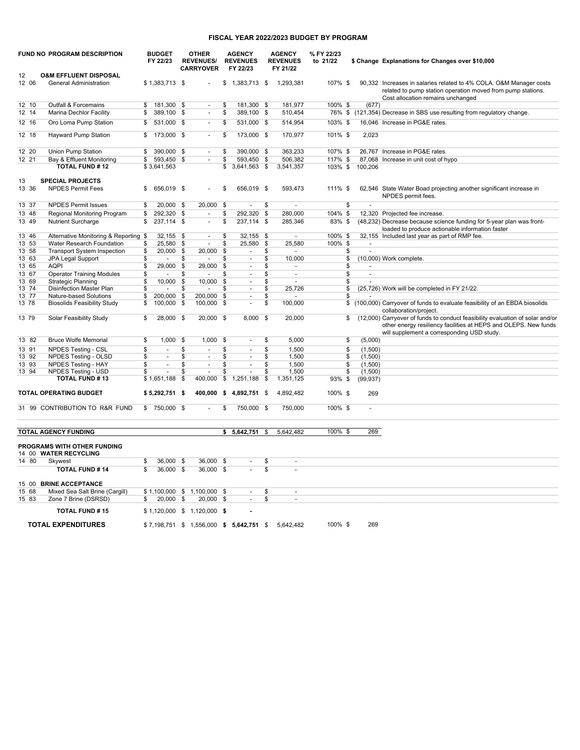# FISCAL YEAR 2022/2023 BUDGET BY PROGRAM

| FUND NO | PROGRAM DESCRIPTION | BUDGET FY 22/23 | OTHER REVENUES/ CARRYOVER | AGENCY REVENUES FY 22/23 | AGENCY REVENUES FY 21/22 | % FY 22/23 to 21/22 | $ Change | Explanations for Changes over $10,000 |
|---|---|---|---|---|---|---|---|---|
| 12 | **O&M EFFLUENT DISPOSAL** | | | | | | | |
| 12 06 | General Administration | $ 1,383,713 | $ - | $ 1,383,713 | $ 1,293,381 | 107% | $ 90,332 | Increases in salaries related to 4% COLA. O&M Manager costs related to pump station operation moved from pump stations. Cost allocation remains unchanged |
| 12 10 | Outfall & Forcemains | $ 181,300 | $ - | $ 181,300 | $ 181,977 | 100% | $ (677) | |
| 12 14 | Marina Dechlor Facility | $ 389,100 | $ - | $ 389,100 | $ 510,454 | 76% | $ (121,354) | Decrease in SBS use resulting from regulatory change. |
| 12 16 | Oro Loma Pump Station | $ 531,000 | $ - | $ 531,000 | $ 514,954 | 103% | $ 16,046 | Increase in PG&E rates. |
| 12 18 | Hayward Pump Station | $ 173,000 | $ - | $ 173,000 | $ 170,977 | 101% | $ 2,023 | |
| 12 20 | Union Pump Station | $ 390,000 | $ - | $ 390,000 | $ 363,233 | 107% | $ 26,767 | Increase in PG&E rates. |
| 12 21 | Bay & Effluent Monitoring | $ 593,450 | $ - | $ 593,450 | $ 506,382 | 117% | $ 87,068 | Increase in unit cost of hypo |
| | **TOTAL FUND # 12** | $ 3,641,563 | | $ 3,641,563 | $ 3,541,357 | 103% | $ 100,206 | |
| 13 | **SPECIAL PROJECTS** | | | | | | | |
| 13 36 | NPDES Permit Fees | $ 656,019 | $ - | $ 656,019 | $ 593,473 | 111% | $ 62,546 | State Water Boad projecting another significant increase in NPDES permit fees. |
| 13 37 | NPDES Permit Issues | $ 20,000 | $ 20,000 | $ - | $ - | | $ - | |
| 13 48 | Regional Monitoring Program | $ 292,320 | $ - | $ 292,320 | $ 280,000 | 104% | $ 12,320 | Projected fee increase. |
| 13 49 | Nutrient Surcharge | $ 237,114 | $ - | $ 237,114 | $ 285,346 | 83% | $ (48,232) | Decrease because science funding for 5-year plan was front-loaded to produce actionable information faster |
| 13 46 | Alternative Monitoring & Reporting | $ 32,155 | $ - | $ 32,155 | $ - | 100% | $ 32,155 | Included last year as part of RMP fee. |
| 13 53 | Water Research Foundation | $ 25,580 | $ - | $ 25,580 | $ 25,580 | 100% | $ - | |
| 13 58 | Transport System Inspection | $ 20,000 | $ 20,000 | $ - | $ - | | $ - | |
| 13 63 | JPA Legal Support | $ - | $ - | $ - | $ 10,000 | | $ (10,000) | Work complete. |
| 13 65 | AQPI | $ 29,000 | $ 29,000 | $ - | $ - | | $ - | |
| 13 67 | Operator Training Modules | $ - | $ - | $ - | $ - | | $ - | |
| 13 69 | Strategic Planning | $ 10,000 | $ 10,000 | $ - | $ - | | $ - | |
| 13 74 | Disinfection Master Plan | $ - | $ - | $ - | $ 25,726 | | $ (25,726) | Work will be completed in FY 21/22. |
| 13 77 | Nature-based Solutions | $ 200,000 | $ 200,000 | $ - | $ - | | $ - | |
| 13 78 | Biosolids Feasibility Study | $ 100,000 | $ 100,000 | $ - | $ 100,000 | | $ (100,000) | Carryover of funds to evaluate feasibility of an EBDA biosolids collaboration/project. |
| 13 79 | Solar Feasibility Study | $ 28,000 | $ 20,000 | $ 8,000 | $ 20,000 | | $ (12,000) | Carryover of funds to conduct feasibility evaluation of solar and/or other energy resiliency facilities at HEPS and OLEPS. New funds will supplement a corresponding USD study. |
| 13 82 | Bruce Wolfe Memorial | $ 1,000 | $ 1,000 | $ - | $ 5,000 | | $ (5,000) | |
| 13 91 | NPDES Testing - CSL | $ - | $ - | $ - | $ 1,500 | | $ (1,500) | |
| 13 92 | NPDES Testing - OLSD | $ - | $ - | $ - | $ 1,500 | | $ (1,500) | |
| 13 93 | NPDES Testing - HAY | $ - | $ - | $ - | $ 1,500 | | $ (1,500) | |
| 13 94 | NPDES Testing - USD | $ - | $ - | $ - | $ 1,500 | | $ (1,500) | |
| | **TOTAL FUND # 13** | $ 1,651,188 | $ 400,000 | $ 1,251,188 | $ 1,351,125 | 93% | $ (99,937) | |
| | **TOTAL OPERATING BUDGET** | **$ 5,292,751** | **$ 400,000** | **$ 4,892,751** | $ 4,892,482 | 100% | $ 269 | |
| 31 99 | CONTRIBUTION TO R&R FUND | $ 750,000 | $ - | $ 750,000 | $ 750,000 | 100% | $ - | |
| | **TOTAL AGENCY FUNDING** | | | **$ 5,642,751** | $ 5,642,482 | 100% | $ 269 | |
| | **PROGRAMS WITH OTHER FUNDING** | | | | | | | |
| 14 00 | **WATER RECYCLING** | | | | | | | |
| 14 80 | Skywest | $ 36,000 | $ 36,000 | $ - | $ - | | | |
| | **TOTAL FUND # 14** | $ 36,000 | $ 36,000 | $ - | $ - | | | |
| 15 00 | **BRINE ACCEPTANCE** | | | | | | | |
| 15 68 | Mixed Sea Salt Brine (Cargill) | $ 1,100,000 | $ 1,100,000 | $ - | $ - | | | |
| 15 83 | Zone 7 Brine (DSRSD) | $ 20,000 | $ 20,000 | $ - | $ - | | | |
| | **TOTAL FUND # 15** | $ 1,120,000 | $ 1,120,000 | **$ -** | | | | |
| | **TOTAL EXPENDITURES** | $ 7,198,751 | $ 1,556,000 | **$ 5,642,751** | $ 5,642,482 | 100% | $ 269 | |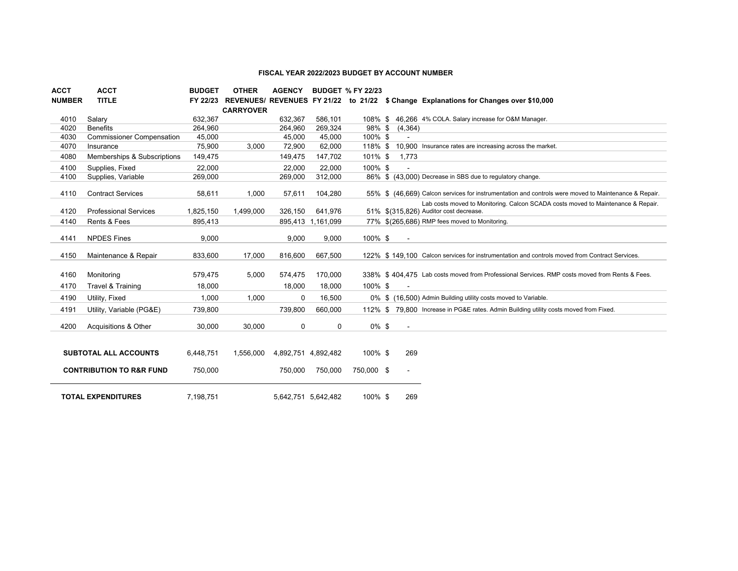**FISCAL YEAR 2022/2023 BUDGET BY ACCOUNT NUMBER**

| ACCT NUMBER | ACCT TITLE | BUDGET FY 22/23 | OTHER REVENUES/ CARRYOVER | AGENCY REVENUES | BUDGET FY 21/22 | % FY 22/23 to 21/22 | $ Change | Explanations for Changes over $10,000 |
|---|---|---|---|---|---|---|---|---|
| 4010 | Salary | 632,367 | | 632,367 | 586,101 | 108% | $ 46,266 | 4% COLA. Salary increase for O&M Manager. |
| 4020 | Benefits | 264,960 | | 264,960 | 269,324 | 98% | $ (4,364) | |
| 4030 | Commissioner Compensation | 45,000 | | 45,000 | 45,000 | 100% | $ - | |
| 4070 | Insurance | 75,900 | 3,000 | 72,900 | 62,000 | 118% | $ 10,900 | Insurance rates are increasing across the market. |
| 4080 | Memberships & Subscriptions | 149,475 | | 149,475 | 147,702 | 101% | $ 1,773 | |
| 4100 | Supplies, Fixed | 22,000 | | 22,000 | 22,000 | 100% | $ - | |
| 4100 | Supplies, Variable | 269,000 | | 269,000 | 312,000 | 86% | $ (43,000) | Decrease in SBS due to regulatory change. |
| 4110 | Contract Services | 58,611 | 1,000 | 57,611 | 104,280 | 55% | $ (46,669) | Calcon services for instrumentation and controls were moved to Maintenance & Repair. |
| 4120 | Professional Services | 1,825,150 | 1,499,000 | 326,150 | 641,976 | 51% | $(315,826) | Lab costs moved to Monitoring. Calcon SCADA costs moved to Maintenance & Repair. Auditor cost decrease. |
| 4140 | Rents & Fees | 895,413 | | 895,413 | 1,161,099 | 77% | $(265,686) | RMP fees moved to Monitoring. |
| 4141 | NPDES Fines | 9,000 | | 9,000 | 9,000 | 100% | $ - | |
| 4150 | Maintenance & Repair | 833,600 | 17,000 | 816,600 | 667,500 | 122% | $ 149,100 | Calcon services for instrumentation and controls moved from Contract Services. |
| 4160 | Monitoring | 579,475 | 5,000 | 574,475 | 170,000 | 338% | $ 404,475 | Lab costs moved from Professional Services. RMP costs moved from Rents & Fees. |
| 4170 | Travel & Training | 18,000 | | 18,000 | 18,000 | 100% | $ - | |
| 4190 | Utility, Fixed | 1,000 | 1,000 | 0 | 16,500 | 0% | $ (16,500) | Admin Building utility costs moved to Variable. |
| 4191 | Utility, Variable (PG&E) | 739,800 | | 739,800 | 660,000 | 112% | $ 79,800 | Increase in PG&E rates. Admin Building utility costs moved from Fixed. |
| 4200 | Acquisitions & Other | 30,000 | 30,000 | 0 | 0 | 0% | $ - | |
| | **SUBTOTAL ALL ACCOUNTS** | 6,448,751 | 1,556,000 | 4,892,751 | 4,892,482 | 100% | $ 269 | |
| | **CONTRIBUTION TO R&R FUND** | 750,000 | | 750,000 | 750,000 | 750,000 | $ - | |
| | **TOTAL EXPENDITURES** | 7,198,751 | | 5,642,751 | 5,642,482 | 100% | $ 269 | |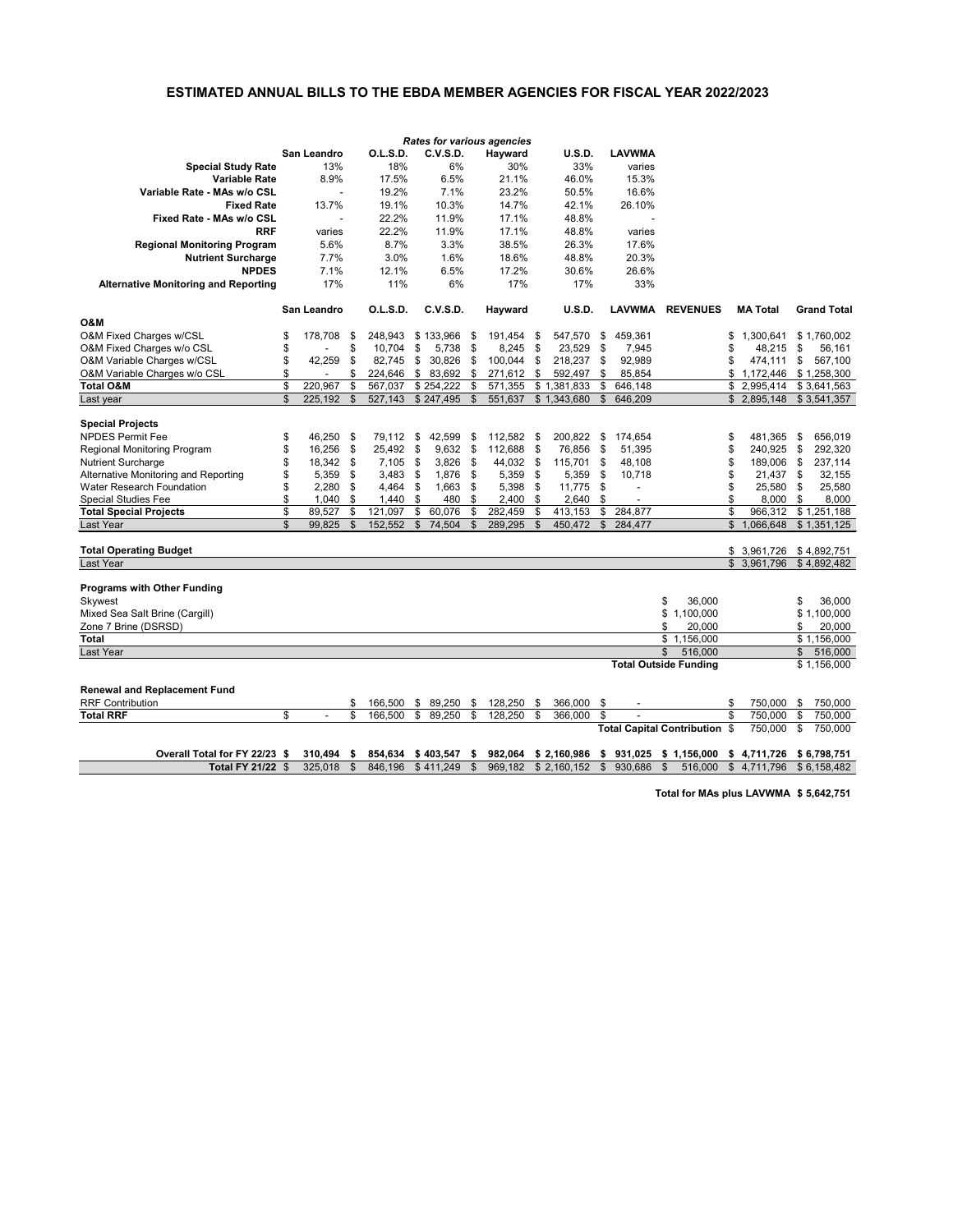## ESTIMATED ANNUAL BILLS TO THE EBDA MEMBER AGENCIES FOR FISCAL YEAR 2022/2023

| *Rates for various agencies* | San Leandro | O.L.S.D. | C.V.S.D. | Hayward | U.S.D. | LAVWMA |
|---|---|---|---|---|---|---|
| **Special Study Rate** | 13% | 18% | 6% | 30% | 33% | varies |
| **Variable Rate** | 8.9% | 17.5% | 6.5% | 21.1% | 46.0% | 15.3% |
| **Variable Rate - MAs w/o CSL** | - | 19.2% | 7.1% | 23.2% | 50.5% | 16.6% |
| **Fixed Rate** | 13.7% | 19.1% | 10.3% | 14.7% | 42.1% | 26.10% |
| **Fixed Rate - MAs w/o CSL** | - | 22.2% | 11.9% | 17.1% | 48.8% | - |
| **RRF** | varies | 22.2% | 11.9% | 17.1% | 48.8% | varies |
| **Regional Monitoring Program** | 5.6% | 8.7% | 3.3% | 38.5% | 26.3% | 17.6% |
| **Nutrient Surcharge** | 7.7% | 3.0% | 1.6% | 18.6% | 48.8% | 20.3% |
| **NPDES** | 7.1% | 12.1% | 6.5% | 17.2% | 30.6% | 26.6% |
| **Alternative Monitoring and Reporting** | 17% | 11% | 6% | 17% | 17% | 33% |

| | San Leandro | O.L.S.D. | C.V.S.D. | Hayward | U.S.D. | LAVWMA | REVENUES | MA Total | Grand Total |
|---|---|---|---|---|---|---|---|---|---|
| **O&M** | | | | | | | | | |
| O&M Fixed Charges w/CSL | $ 178,708 | $ 248,943 | $ 133,966 | $ 191,454 | $ 547,570 | $ 459,361 | | $ 1,300,641 | $ 1,760,002 |
| O&M Fixed Charges w/o CSL | $ - | $ 10,704 | $ 5,738 | $ 8,245 | $ 23,529 | $ 7,945 | | $ 48,215 | $ 56,161 |
| O&M Variable Charges w/CSL | $ 42,259 | $ 82,745 | $ 30,826 | $ 100,044 | $ 218,237 | $ 92,989 | | $ 474,111 | $ 567,100 |
| O&M Variable Charges w/o CSL | $ - | $ 224,646 | $ 83,692 | $ 271,612 | $ 592,497 | $ 85,854 | | $ 1,172,446 | $ 1,258,300 |
| **Total O&M** | $ 220,967 | $ 567,037 | $ 254,222 | $ 571,355 | $ 1,381,833 | $ 646,148 | | $ 2,995,414 | $ 3,641,563 |
| Last year | $ 225,192 | $ 527,143 | $ 247,495 | $ 551,637 | $ 1,343,680 | $ 646,209 | | $ 2,895,148 | $ 3,541,357 |
| **Special Projects** | | | | | | | | | |
| NPDES Permit Fee | $ 46,250 | $ 79,112 | $ 42,599 | $ 112,582 | $ 200,822 | $ 174,654 | | $ 481,365 | $ 656,019 |
| Regional Monitoring Program | $ 16,256 | $ 25,492 | $ 9,632 | $ 112,688 | $ 76,856 | $ 51,395 | | $ 240,925 | $ 292,320 |
| Nutrient Surcharge | $ 18,342 | $ 7,105 | $ 3,826 | $ 44,032 | $ 115,701 | $ 48,108 | | $ 189,006 | $ 237,114 |
| Alternative Monitoring and Reporting | $ 5,359 | $ 3,483 | $ 1,876 | $ 5,359 | $ 5,359 | $ 10,718 | | $ 21,437 | $ 32,155 |
| Water Research Foundation | $ 2,280 | $ 4,464 | $ 1,663 | $ 5,398 | $ 11,775 | $ - | | $ 25,580 | $ 25,580 |
| Special Studies Fee | $ 1,040 | $ 1,440 | $ 480 | $ 2,400 | $ 2,640 | $ - | | $ 8,000 | $ 8,000 |
| **Total Special Projects** | $ 89,527 | $ 121,097 | $ 60,076 | $ 282,459 | $ 413,153 | $ 284,877 | | $ 966,312 | $ 1,251,188 |
| Last Year | $ 99,825 | $ 152,552 | $ 74,504 | $ 289,295 | $ 450,472 | $ 284,477 | | $ 1,066,648 | $ 1,351,125 |
| **Total Operating Budget** | | | | | | | | $ 3,961,726 | $ 4,892,751 |
| Last Year | | | | | | | | $ 3,961,796 | $ 4,892,482 |
| **Programs with Other Funding** | | | | | | | | | |
| Skywest | | | | | | | $ 36,000 | | $ 36,000 |
| Mixed Sea Salt Brine (Cargill) | | | | | | | $ 1,100,000 | | $ 1,100,000 |
| Zone 7 Brine (DSRSD) | | | | | | | $ 20,000 | | $ 20,000 |
| **Total** | | | | | | | $ 1,156,000 | | $ 1,156,000 |
| Last Year | | | | | | | $ 516,000 | | $ 516,000 |
| | | | | | | **Total Outside Funding** | | | $ 1,156,000 |
| **Renewal and Replacement Fund** | | | | | | | | | |
| RRF Contribution | | $ 166,500 | $ 89,250 | $ 128,250 | $ 366,000 | $ - | | $ 750,000 | $ 750,000 |
| **Total RRF** | $ - | $ 166,500 | $ 89,250 | $ 128,250 | $ 366,000 | $ - | | $ 750,000 | $ 750,000 |
| | | | | | | **Total Capital Contribution** | | $ 750,000 | $ 750,000 |
| **Overall Total for FY 22/23** | **$ 310,494** | **$ 854,634** | **$ 403,547** | **$ 982,064** | **$ 2,160,986** | **$ 931,025** | **$ 1,156,000** | **$ 4,711,726** | **$ 6,798,751** |
| **Total FY 21/22** | $ 325,018 | $ 846,196 | $ 411,249 | $ 969,182 | $ 2,160,152 | $ 930,686 | $ 516,000 | $ 4,711,796 | $ 6,158,482 |

**Total for MAs plus LAVWMA $ 5,642,751**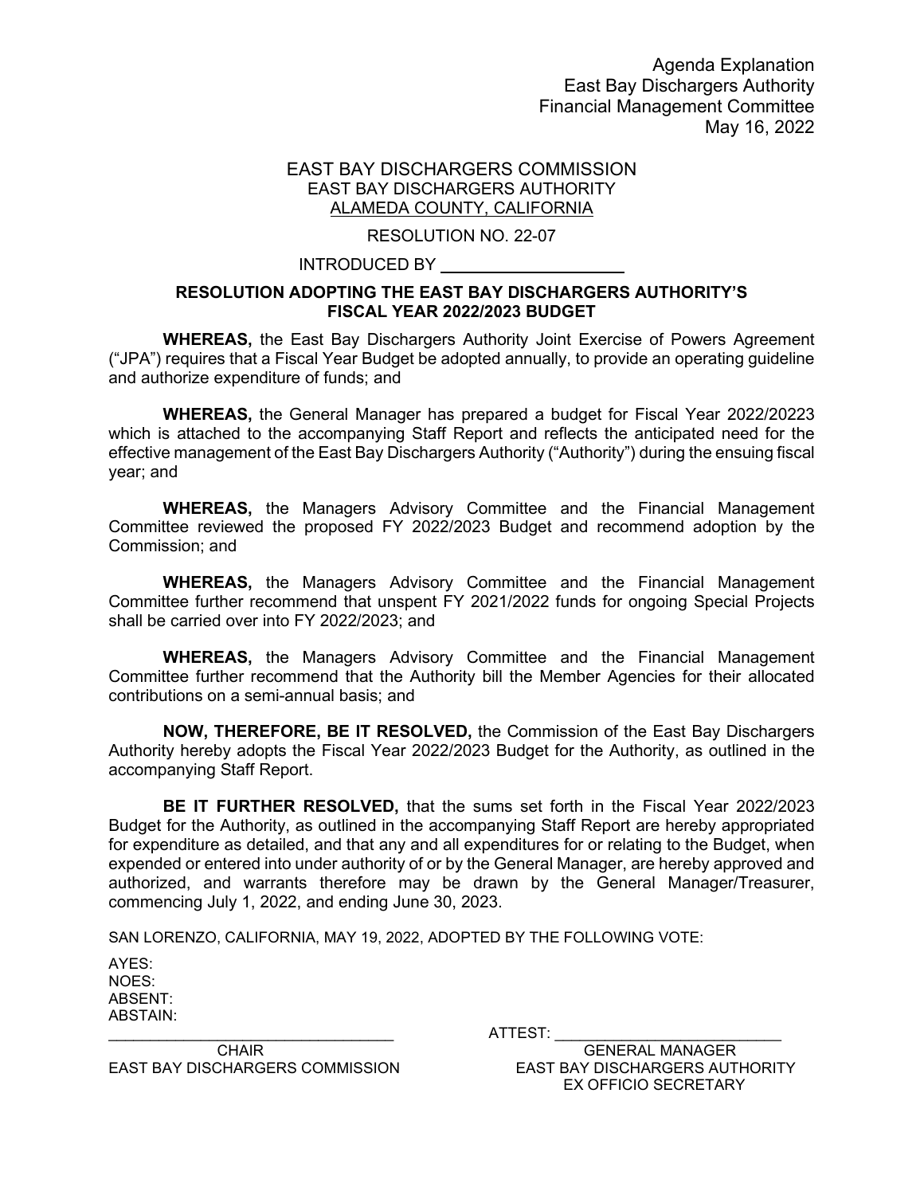Agenda Explanation
East Bay Dischargers Authority
Financial Management Committee
May 16, 2022

EAST BAY DISCHARGERS COMMISSION
EAST BAY DISCHARGERS AUTHORITY
ALAMEDA COUNTY, CALIFORNIA

RESOLUTION NO. 22-07

INTRODUCED BY ____________________

**RESOLUTION ADOPTING THE EAST BAY DISCHARGERS AUTHORITY'S FISCAL YEAR 2022/2023 BUDGET**

**WHEREAS,** the East Bay Dischargers Authority Joint Exercise of Powers Agreement ("JPA") requires that a Fiscal Year Budget be adopted annually, to provide an operating guideline and authorize expenditure of funds; and

**WHEREAS,** the General Manager has prepared a budget for Fiscal Year 2022/20223 which is attached to the accompanying Staff Report and reflects the anticipated need for the effective management of the East Bay Dischargers Authority ("Authority") during the ensuing fiscal year; and

**WHEREAS,** the Managers Advisory Committee and the Financial Management Committee reviewed the proposed FY 2022/2023 Budget and recommend adoption by the Commission; and

**WHEREAS,** the Managers Advisory Committee and the Financial Management Committee further recommend that unspent FY 2021/2022 funds for ongoing Special Projects shall be carried over into FY 2022/2023; and

**WHEREAS,** the Managers Advisory Committee and the Financial Management Committee further recommend that the Authority bill the Member Agencies for their allocated contributions on a semi-annual basis; and

**NOW, THEREFORE, BE IT RESOLVED,** the Commission of the East Bay Dischargers Authority hereby adopts the Fiscal Year 2022/2023 Budget for the Authority, as outlined in the accompanying Staff Report.

**BE IT FURTHER RESOLVED,** that the sums set forth in the Fiscal Year 2022/2023 Budget for the Authority, as outlined in the accompanying Staff Report are hereby appropriated for expenditure as detailed, and that any and all expenditures for or relating to the Budget, when expended or entered into under authority of or by the General Manager, are hereby approved and authorized, and warrants therefore may be drawn by the General Manager/Treasurer, commencing July 1, 2022, and ending June 30, 2023.

SAN LORENZO, CALIFORNIA, MAY 19, 2022, ADOPTED BY THE FOLLOWING VOTE:

AYES:
NOES:
ABSENT:
ABSTAIN:

________________________________
CHAIR
EAST BAY DISCHARGERS COMMISSION

ATTEST: __________________________
GENERAL MANAGER
EAST BAY DISCHARGERS AUTHORITY
EX OFFICIO SECRETARY